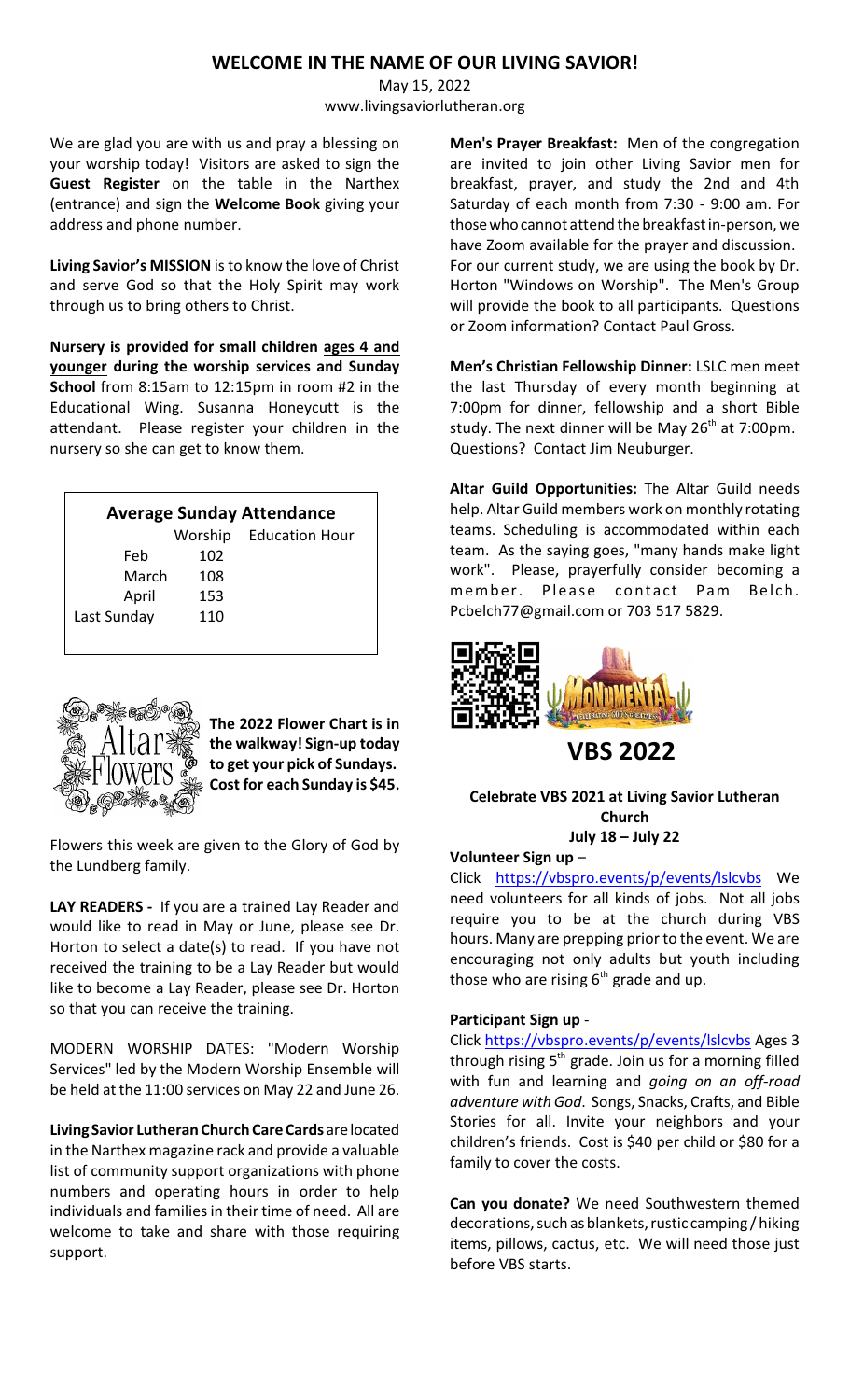# WELCOME IN THE NAME OF OUR LIVING SAVIOR!

May 15, 2022
www.livingsaviorlutheran.org

We are glad you are with us and pray a blessing on your worship today! Visitors are asked to sign the **Guest Register** on the table in the Narthex (entrance) and sign the **Welcome Book** giving your address and phone number.

**Living Savior's MISSION** is to know the love of Christ and serve God so that the Holy Spirit may work through us to bring others to Christ.

**Nursery is provided for small children ages 4 and younger during the worship services and Sunday School** from 8:15am to 12:15pm in room #2 in the Educational Wing. Susanna Honeycutt is the attendant. Please register your children in the nursery so she can get to know them.

**Average Sunday Attendance**

| | Worship | Education Hour |
|---|---|---|
| Feb | 102 | |
| March | 108 | |
| April | 153 | |
| Last Sunday | 110 | |

**The 2022 Flower Chart is in the walkway! Sign-up today to get your pick of Sundays. Cost for each Sunday is $45.**

Flowers this week are given to the Glory of God by the Lundberg family.

**LAY READERS -** If you are a trained Lay Reader and would like to read in May or June, please see Dr. Horton to select a date(s) to read. If you have not received the training to be a Lay Reader but would like to become a Lay Reader, please see Dr. Horton so that you can receive the training.

MODERN WORSHIP DATES: "Modern Worship Services" led by the Modern Worship Ensemble will be held at the 11:00 services on May 22 and June 26.

**Living Savior Lutheran Church Care Cards** are located in the Narthex magazine rack and provide a valuable list of community support organizations with phone numbers and operating hours in order to help individuals and families in their time of need. All are welcome to take and share with those requiring support.

**Men's Prayer Breakfast:** Men of the congregation are invited to join other Living Savior men for breakfast, prayer, and study the 2nd and 4th Saturday of each month from 7:30 - 9:00 am. For those who cannot attend the breakfast in-person, we have Zoom available for the prayer and discussion. For our current study, we are using the book by Dr. Horton "Windows on Worship". The Men's Group will provide the book to all participants. Questions or Zoom information? Contact Paul Gross.

**Men's Christian Fellowship Dinner:** LSLC men meet the last Thursday of every month beginning at 7:00pm for dinner, fellowship and a short Bible study. The next dinner will be May 26th at 7:00pm. Questions? Contact Jim Neuburger.

**Altar Guild Opportunities:** The Altar Guild needs help. Altar Guild members work on monthly rotating teams. Scheduling is accommodated within each team. As the saying goes, "many hands make light work". Please, prayerfully consider becoming a member. Please contact Pam Belch. Pcbelch77@gmail.com or 703 517 5829.

## VBS 2022

**Celebrate VBS 2021 at Living Savior Lutheran Church**
**July 18 – July 22**

**Volunteer Sign up** –

Click https://vbspro.events/p/events/lslcvbs We need volunteers for all kinds of jobs. Not all jobs require you to be at the church during VBS hours. Many are prepping prior to the event. We are encouraging not only adults but youth including those who are rising 6th grade and up.

**Participant Sign up** -

Click https://vbspro.events/p/events/lslcvbs Ages 3 through rising 5th grade. Join us for a morning filled with fun and learning and *going on an off-road adventure with God*. Songs, Snacks, Crafts, and Bible Stories for all. Invite your neighbors and your children's friends. Cost is $40 per child or $80 for a family to cover the costs.

**Can you donate?** We need Southwestern themed decorations, such as blankets, rustic camping / hiking items, pillows, cactus, etc. We will need those just before VBS starts.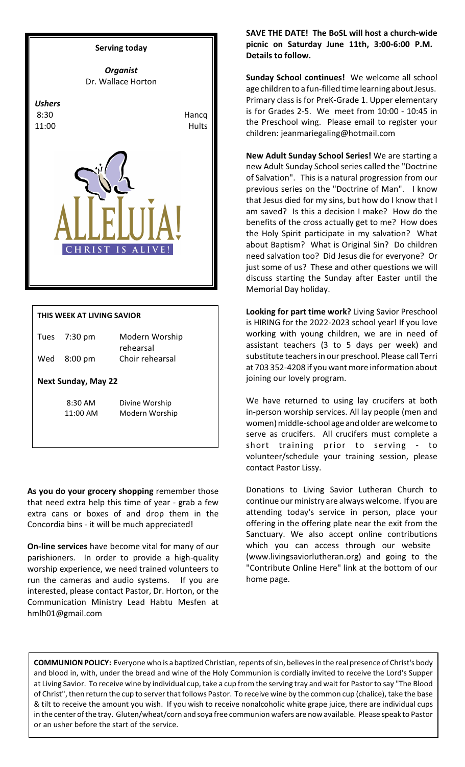**Serving today**

***Organist***
Dr. Wallace Horton

***Ushers***

| | |
|---|---|
| 8:30 | Hancq |
| 11:00 | Hults |

ALLELUIA!
CHRIST IS ALIVE!

**THIS WEEK AT LIVING SAVIOR**

| | | |
|---|---|---|
| Tues | 7:30 pm | Modern Worship rehearsal |
| Wed | 8:00 pm | Choir rehearsal |

**Next Sunday, May 22**

| | |
|---|---|
| 8:30 AM | Divine Worship |
| 11:00 AM | Modern Worship |

**As you do your grocery shopping** remember those that need extra help this time of year - grab a few extra cans or boxes of and drop them in the Concordia bins - it will be much appreciated!

**On-line services** have become vital for many of our parishioners. In order to provide a high-quality worship experience, we need trained volunteers to run the cameras and audio systems. If you are interested, please contact Pastor, Dr. Horton, or the Communication Ministry Lead Habtu Mesfen at hmlh01@gmail.com

**SAVE THE DATE! The BoSL will host a church-wide picnic on Saturday June 11th, 3:00-6:00 P.M. Details to follow.**

**Sunday School continues!** We welcome all school age children to a fun-filled time learning about Jesus. Primary class is for PreK-Grade 1. Upper elementary is for Grades 2-5. We meet from 10:00 - 10:45 in the Preschool wing. Please email to register your children: jeanmariegaling@hotmail.com

**New Adult Sunday School Series!** We are starting a new Adult Sunday School series called the "Doctrine of Salvation". This is a natural progression from our previous series on the "Doctrine of Man". I know that Jesus died for my sins, but how do I know that I am saved? Is this a decision I make? How do the benefits of the cross actually get to me? How does the Holy Spirit participate in my salvation? What about Baptism? What is Original Sin? Do children need salvation too? Did Jesus die for everyone? Or just some of us? These and other questions we will discuss starting the Sunday after Easter until the Memorial Day holiday.

**Looking for part time work?** Living Savior Preschool is HIRING for the 2022-2023 school year! If you love working with young children, we are in need of assistant teachers (3 to 5 days per week) and substitute teachers in our preschool. Please call Terri at 703 352-4208 if you want more information about joining our lovely program.

We have returned to using lay crucifers at both in-person worship services. All lay people (men and women) middle-school age and older are welcome to serve as crucifers. All crucifers must complete a short training prior to serving - to volunteer/schedule your training session, please contact Pastor Lissy.

Donations to Living Savior Lutheran Church to continue our ministry are always welcome. If you are attending today's service in person, place your offering in the offering plate near the exit from the Sanctuary. We also accept online contributions which you can access through our website (www.livingsaviorlutheran.org) and going to the "Contribute Online Here" link at the bottom of our home page.

**COMMUNION POLICY:** Everyone who is a baptized Christian, repents of sin, believes in the real presence of Christ's body and blood in, with, under the bread and wine of the Holy Communion is cordially invited to receive the Lord's Supper at Living Savior. To receive wine by individual cup, take a cup from the serving tray and wait for Pastor to say "The Blood of Christ", then return the cup to server that follows Pastor. To receive wine by the common cup (chalice), take the base & tilt to receive the amount you wish. If you wish to receive nonalcoholic white grape juice, there are individual cups in the center of the tray. Gluten/wheat/corn and soya free communion wafers are now available. Please speak to Pastor or an usher before the start of the service.